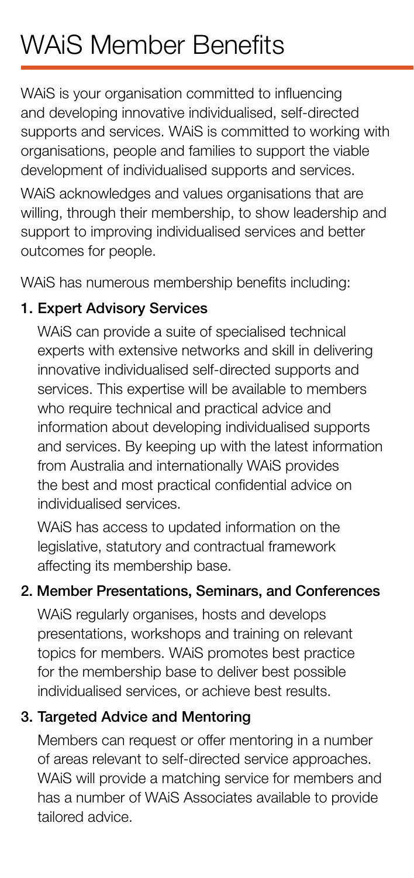# WAiS Member Benefits

WAiS is your organisation committed to influencing and developing innovative individualised, self-directed supports and services. WAiS is committed to working with organisations, people and families to support the viable development of individualised supports and services.

WAiS acknowledges and values organisations that are willing, through their membership, to show leadership and support to improving individualised services and better outcomes for people.

WAiS has numerous membership benefits including:

1. **Expert Advisory Services**

   WAiS can provide a suite of specialised technical experts with extensive networks and skill in delivering innovative individualised self-directed supports and services. This expertise will be available to members who require technical and practical advice and information about developing individualised supports and services. By keeping up with the latest information from Australia and internationally WAiS provides the best and most practical confidential advice on individualised services.

   WAiS has access to updated information on the legislative, statutory and contractual framework affecting its membership base.

2. **Member Presentations, Seminars, and Conferences**

   WAiS regularly organises, hosts and develops presentations, workshops and training on relevant topics for members. WAiS promotes best practice for the membership base to deliver best possible individualised services, or achieve best results.

3. **Targeted Advice and Mentoring**

   Members can request or offer mentoring in a number of areas relevant to self-directed service approaches. WAiS will provide a matching service for members and has a number of WAiS Associates available to provide tailored advice.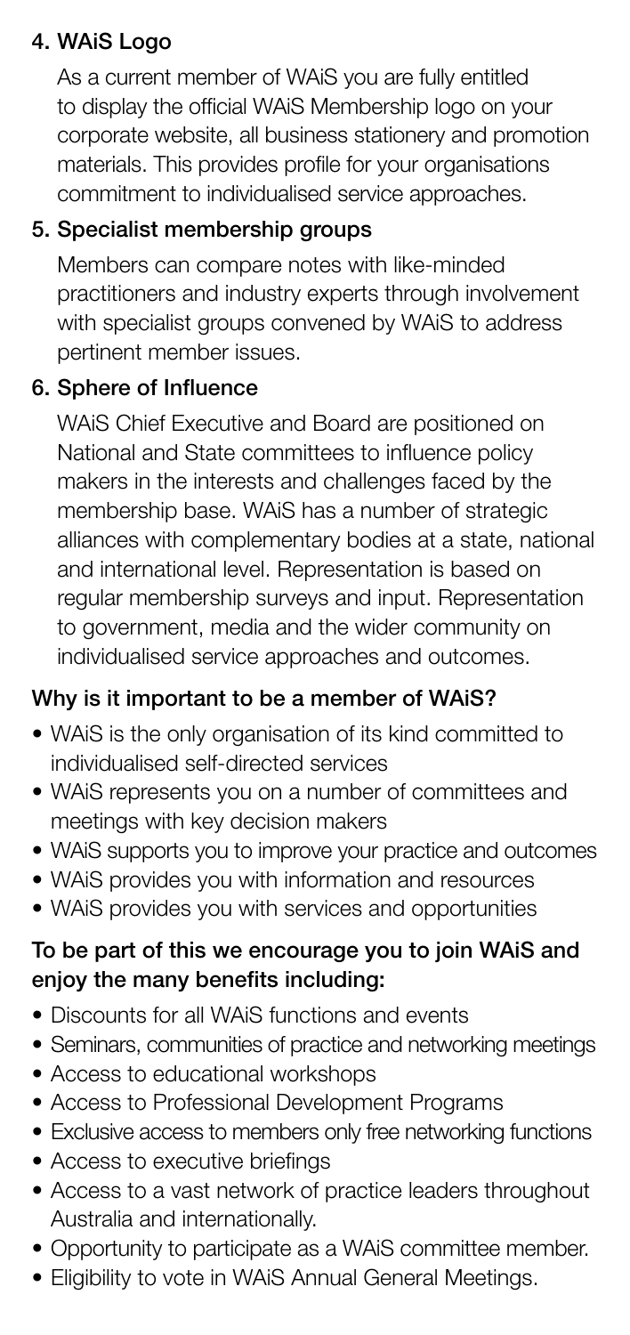### 4. WAiS Logo

As a current member of WAiS you are fully entitled to display the official WAiS Membership logo on your corporate website, all business stationery and promotion materials. This provides profile for your organisations commitment to individualised service approaches.

### 5. Specialist membership groups

Members can compare notes with like-minded practitioners and industry experts through involvement with specialist groups convened by WAiS to address pertinent member issues.

### 6. Sphere of Influence

WAiS Chief Executive and Board are positioned on National and State committees to influence policy makers in the interests and challenges faced by the membership base. WAiS has a number of strategic alliances with complementary bodies at a state, national and international level. Representation is based on regular membership surveys and input. Representation to government, media and the wider community on individualised service approaches and outcomes.

### Why is it important to be a member of WAiS?

- WAiS is the only organisation of its kind committed to individualised self-directed services
- WAiS represents you on a number of committees and meetings with key decision makers
- WAiS supports you to improve your practice and outcomes
- WAiS provides you with information and resources
- WAiS provides you with services and opportunities

### To be part of this we encourage you to join WAiS and enjoy the many benefits including:

- Discounts for all WAiS functions and events
- Seminars, communities of practice and networking meetings
- Access to educational workshops
- Access to Professional Development Programs
- Exclusive access to members only free networking functions
- Access to executive briefings
- Access to a vast network of practice leaders throughout Australia and internationally.
- Opportunity to participate as a WAiS committee member.
- Eligibility to vote in WAiS Annual General Meetings.